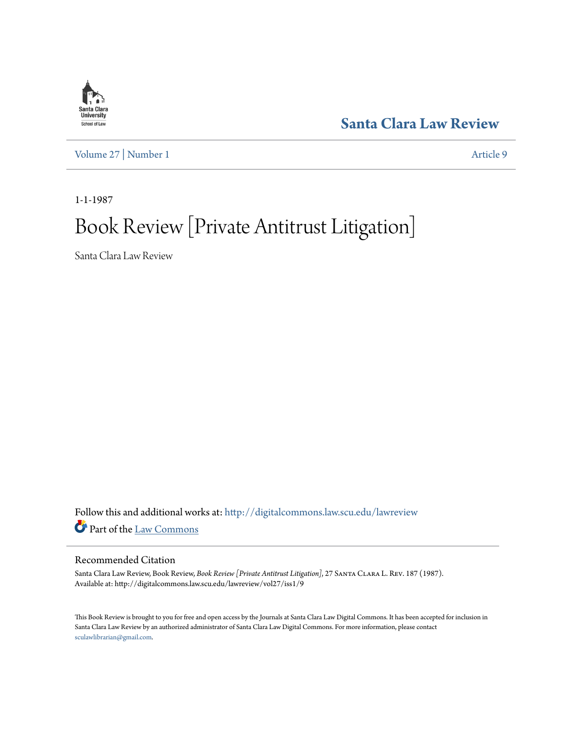Santa Clara Law Review

Volume 27 | Number 1

Article 9

1-1-1987

# Book Review [Private Antitrust Litigation]

Santa Clara Law Review

Follow this and additional works at: http://digitalcommons.law.scu.edu/lawreview

Part of the Law Commons

## Recommended Citation

Santa Clara Law Review, Book Review, *Book Review [Private Antitrust Litigation]*, 27 Santa Clara L. Rev. 187 (1987).
Available at: http://digitalcommons.law.scu.edu/lawreview/vol27/iss1/9

This Book Review is brought to you for free and open access by the Journals at Santa Clara Law Digital Commons. It has been accepted for inclusion in Santa Clara Law Review by an authorized administrator of Santa Clara Law Digital Commons. For more information, please contact sculawlibrarian@gmail.com.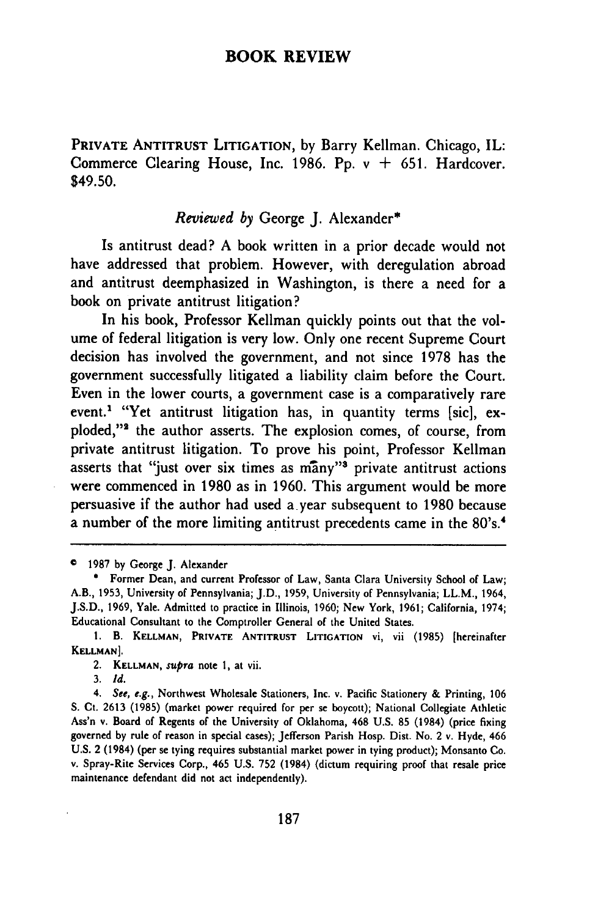# BOOK REVIEW

PRIVATE ANTITRUST LITIGATION, by Barry Kellman. Chicago, IL: Commerce Clearing House, Inc. 1986. Pp. v + 651. Hardcover. $49.50.

*Reviewed by* George J. Alexander*

Is antitrust dead? A book written in a prior decade would not have addressed that problem. However, with deregulation abroad and antitrust deemphasized in Washington, is there a need for a book on private antitrust litigation?

In his book, Professor Kellman quickly points out that the volume of federal litigation is very low. Only one recent Supreme Court decision has involved the government, and not since 1978 has the government successfully litigated a liability claim before the Court. Even in the lower courts, a government case is a comparatively rare event.[1] "Yet antitrust litigation has, in quantity terms [sic], exploded,"[2] the author asserts. The explosion comes, of course, from private antitrust litigation. To prove his point, Professor Kellman asserts that "just over six times as many"[3] private antitrust actions were commenced in 1980 as in 1960. This argument would be more persuasive if the author had used a year subsequent to 1980 because a number of the more limiting antitrust precedents came in the 80's.[4]

---

© 1987 by George J. Alexander

\* Former Dean, and current Professor of Law, Santa Clara University School of Law; A.B., 1953, University of Pennsylvania; J.D., 1959, University of Pennsylvania; LL.M., 1964, J.S.D., 1969, Yale. Admitted to practice in Illinois, 1960; New York, 1961; California, 1974; Educational Consultant to the Comptroller General of the United States.

1. B. KELLMAN, PRIVATE ANTITRUST LITIGATION vi, vii (1985) [hereinafter KELLMAN].

2. KELLMAN, *supra* note 1, at vii.

3. *Id.*

4. *See, e.g.*, Northwest Wholesale Stationers, Inc. v. Pacific Stationery & Printing, 106 S. Ct. 2613 (1985) (market power required for per se boycott); National Collegiate Athletic Ass'n v. Board of Regents of the University of Oklahoma, 468 U.S. 85 (1984) (price fixing governed by rule of reason in special cases); Jefferson Parish Hosp. Dist. No. 2 v. Hyde, 466 U.S. 2 (1984) (per se tying requires substantial market power in tying product); Monsanto Co. v. Spray-Rite Services Corp., 465 U.S. 752 (1984) (dictum requiring proof that resale price maintenance defendant did not act independently).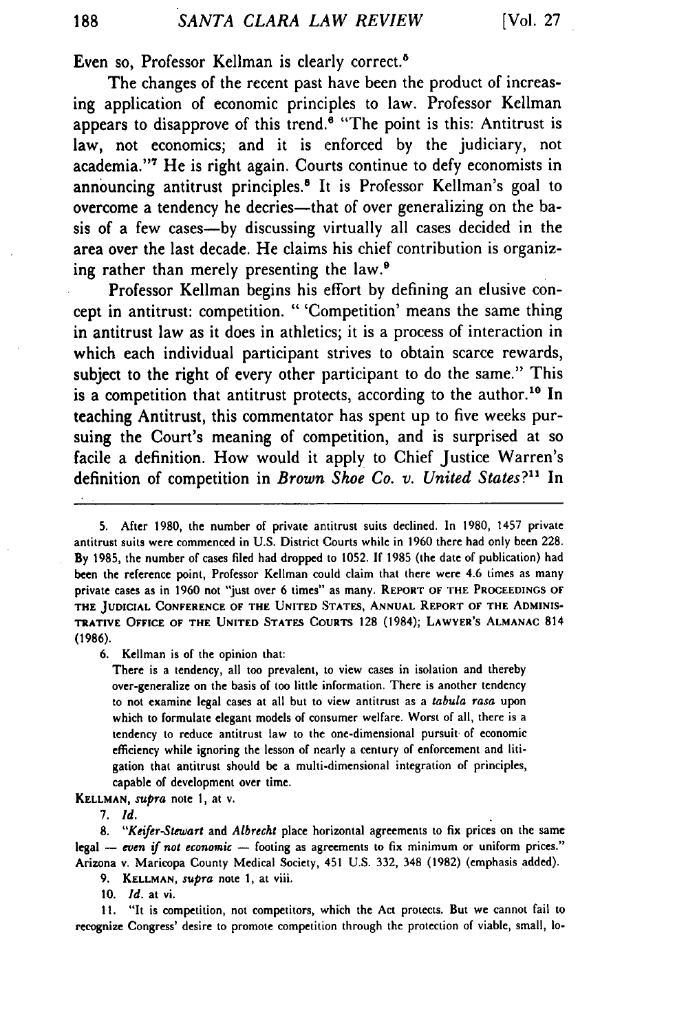Even so, Professor Kellman is clearly correct.[5]

The changes of the recent past have been the product of increasing application of economic principles to law. Professor Kellman appears to disapprove of this trend.[6] "The point is this: Antitrust is law, not economics; and it is enforced by the judiciary, not academia."[7] He is right again. Courts continue to defy economists in announcing antitrust principles.[8] It is Professor Kellman's goal to overcome a tendency he decries—that of over generalizing on the basis of a few cases—by discussing virtually all cases decided in the area over the last decade. He claims his chief contribution is organizing rather than merely presenting the law.[9]

Professor Kellman begins his effort by defining an elusive concept in antitrust: competition. " 'Competition' means the same thing in antitrust law as it does in athletics; it is a process of interaction in which each individual participant strives to obtain scarce rewards, subject to the right of every other participant to do the same." This is a competition that antitrust protects, according to the author.[10] In teaching Antitrust, this commentator has spent up to five weeks pursuing the Court's meaning of competition, and is surprised at so facile a definition. How would it apply to Chief Justice Warren's definition of competition in *Brown Shoe Co. v. United States*?[11] In

---

5. After 1980, the number of private antitrust suits declined. In 1980, 1457 private antitrust suits were commenced in U.S. District Courts while in 1960 there had only been 228. By 1985, the number of cases filed had dropped to 1052. If 1985 (the date of publication) had been the reference point, Professor Kellman could claim that there were 4.6 times as many private cases as in 1960 not "just over 6 times" as many. REPORT OF THE PROCEEDINGS OF THE JUDICIAL CONFERENCE OF THE UNITED STATES, ANNUAL REPORT OF THE ADMINISTRATIVE OFFICE OF THE UNITED STATES COURTS 128 (1984); LAWYER'S ALMANAC 814 (1986).

6. Kellman is of the opinion that:

> There is a tendency, all too prevalent, to view cases in isolation and thereby over-generalize on the basis of too little information. There is another tendency to not examine legal cases at all but to view antitrust as a *tabula rasa* upon which to formulate elegant models of consumer welfare. Worst of all, there is a tendency to reduce antitrust law to the one-dimensional pursuit of economic efficiency while ignoring the lesson of nearly a century of enforcement and litigation that antitrust should be a multi-dimensional integration of principles, capable of development over time.

KELLMAN, *supra* note 1, at v.

7. *Id.*

8. "*Keifer-Stewart* and *Albrecht* place horizontal agreements to fix prices on the same legal — *even if not economic* — footing as agreements to fix minimum or uniform prices." Arizona v. Maricopa County Medical Society, 451 U.S. 332, 348 (1982) (emphasis added).

9. KELLMAN, *supra* note 1, at viii.

10. *Id.* at vi.

11. "It is competition, not competitors, which the Act protects. But we cannot fail to recognize Congress' desire to promote competition through the protection of viable, small, lo-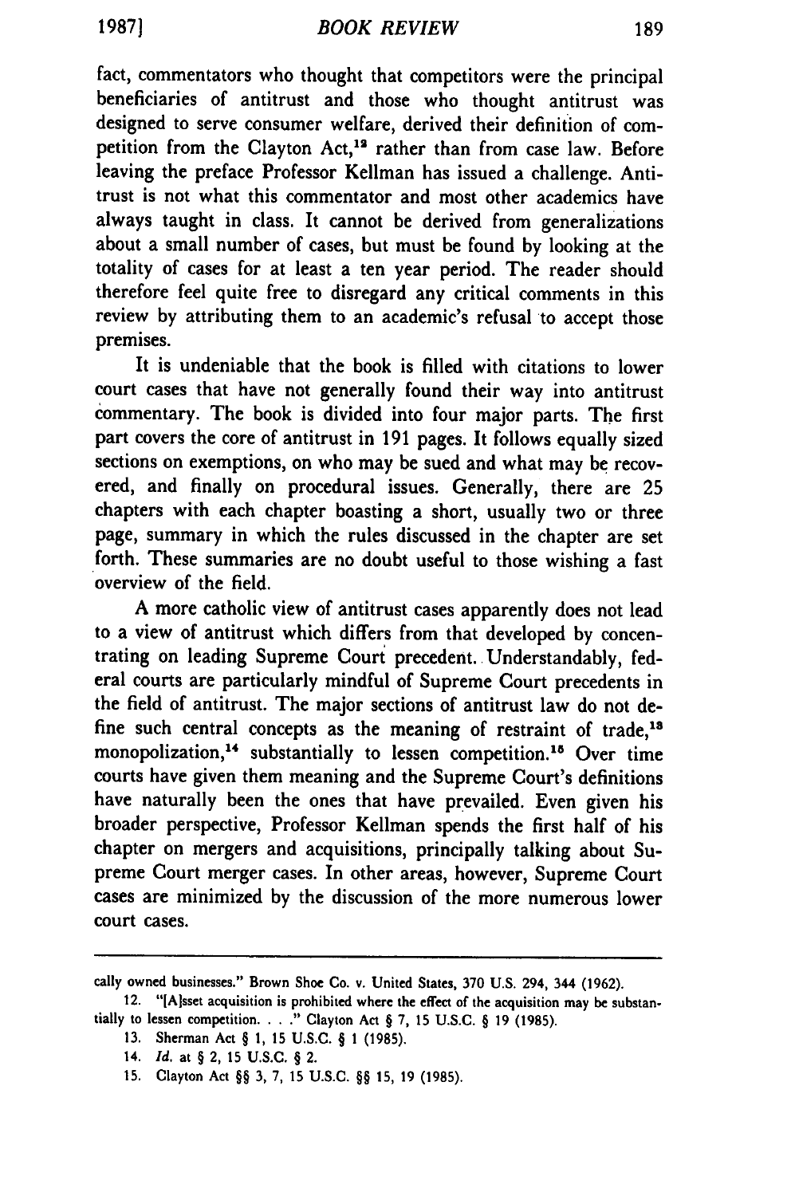fact, commentators who thought that competitors were the principal beneficiaries of antitrust and those who thought antitrust was designed to serve consumer welfare, derived their definition of competition from the Clayton Act,[12] rather than from case law. Before leaving the preface Professor Kellman has issued a challenge. Antitrust is not what this commentator and most other academics have always taught in class. It cannot be derived from generalizations about a small number of cases, but must be found by looking at the totality of cases for at least a ten year period. The reader should therefore feel quite free to disregard any critical comments in this review by attributing them to an academic's refusal to accept those premises.

It is undeniable that the book is filled with citations to lower court cases that have not generally found their way into antitrust commentary. The book is divided into four major parts. The first part covers the core of antitrust in 191 pages. It follows equally sized sections on exemptions, on who may be sued and what may be recovered, and finally on procedural issues. Generally, there are 25 chapters with each chapter boasting a short, usually two or three page, summary in which the rules discussed in the chapter are set forth. These summaries are no doubt useful to those wishing a fast overview of the field.

A more catholic view of antitrust cases apparently does not lead to a view of antitrust which differs from that developed by concentrating on leading Supreme Court precedent. Understandably, federal courts are particularly mindful of Supreme Court precedents in the field of antitrust. The major sections of antitrust law do not define such central concepts as the meaning of restraint of trade,[13] monopolization,[14] substantially to lessen competition.[15] Over time courts have given them meaning and the Supreme Court's definitions have naturally been the ones that have prevailed. Even given his broader perspective, Professor Kellman spends the first half of his chapter on mergers and acquisitions, principally talking about Supreme Court merger cases. In other areas, however, Supreme Court cases are minimized by the discussion of the more numerous lower court cases.

---

cally owned businesses." Brown Shoe Co. v. United States, 370 U.S. 294, 344 (1962).

12. "[A]sset acquisition is prohibited where the effect of the acquisition may be substantially to lessen competition. . . ." Clayton Act § 7, 15 U.S.C. § 19 (1985).

13. Sherman Act § 1, 15 U.S.C. § 1 (1985).

14. *Id.* at § 2, 15 U.S.C. § 2.

15. Clayton Act §§ 3, 7, 15 U.S.C. §§ 15, 19 (1985).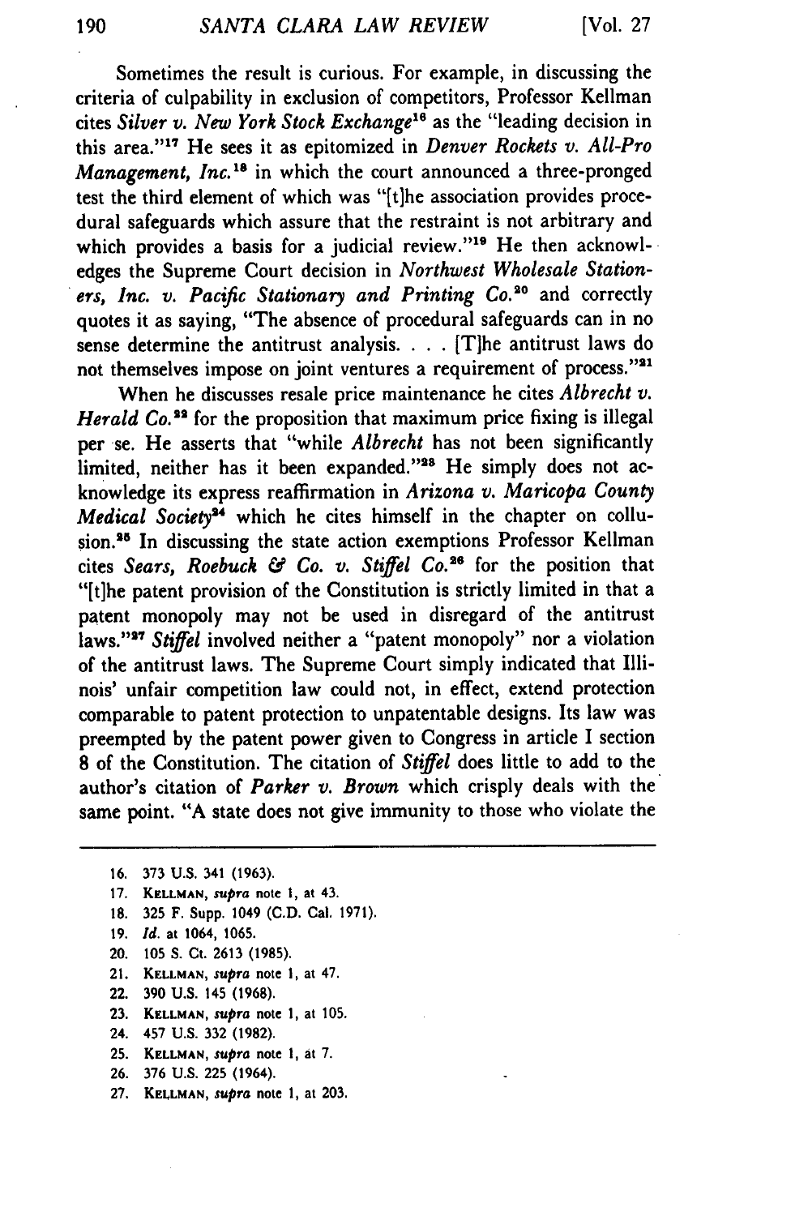Sometimes the result is curious. For example, in discussing the criteria of culpability in exclusion of competitors, Professor Kellman cites *Silver v. New York Stock Exchange*[16] as the "leading decision in this area."[17] He sees it as epitomized in *Denver Rockets v. All-Pro Management, Inc.*[18] in which the court announced a three-pronged test the third element of which was "[t]he association provides procedural safeguards which assure that the restraint is not arbitrary and which provides a basis for a judicial review."[19] He then acknowledges the Supreme Court decision in *Northwest Wholesale Stationers, Inc. v. Pacific Stationary and Printing Co.*[20] and correctly quotes it as saying, "The absence of procedural safeguards can in no sense determine the antitrust analysis. . . . [T]he antitrust laws do not themselves impose on joint ventures a requirement of process."[21]

When he discusses resale price maintenance he cites *Albrecht v. Herald Co.*[22] for the proposition that maximum price fixing is illegal per se. He asserts that "while *Albrecht* has not been significantly limited, neither has it been expanded."[23] He simply does not acknowledge its express reaffirmation in *Arizona v. Maricopa County Medical Society*[24] which he cites himself in the chapter on collusion.[25] In discussing the state action exemptions Professor Kellman cites *Sears, Roebuck & Co. v. Stiffel Co.*[26] for the position that "[t]he patent provision of the Constitution is strictly limited in that a patent monopoly may not be used in disregard of the antitrust laws."[27] *Stiffel* involved neither a "patent monopoly" nor a violation of the antitrust laws. The Supreme Court simply indicated that Illinois' unfair competition law could not, in effect, extend protection comparable to patent protection to unpatentable designs. Its law was preempted by the patent power given to Congress in article I section 8 of the Constitution. The citation of *Stiffel* does little to add to the author's citation of *Parker v. Brown* which crisply deals with the same point. "A state does not give immunity to those who violate the

---

16. 373 U.S. 341 (1963).
17. KELLMAN, *supra* note 1, at 43.
18. 325 F. Supp. 1049 (C.D. Cal. 1971).
19. *Id.* at 1064, 1065.
20. 105 S. Ct. 2613 (1985).
21. KELLMAN, *supra* note 1, at 47.
22. 390 U.S. 145 (1968).
23. KELLMAN, *supra* note 1, at 105.
24. 457 U.S. 332 (1982).
25. KELLMAN, *supra* note 1, at 7.
26. 376 U.S. 225 (1964).
27. KELLMAN, *supra* note 1, at 203.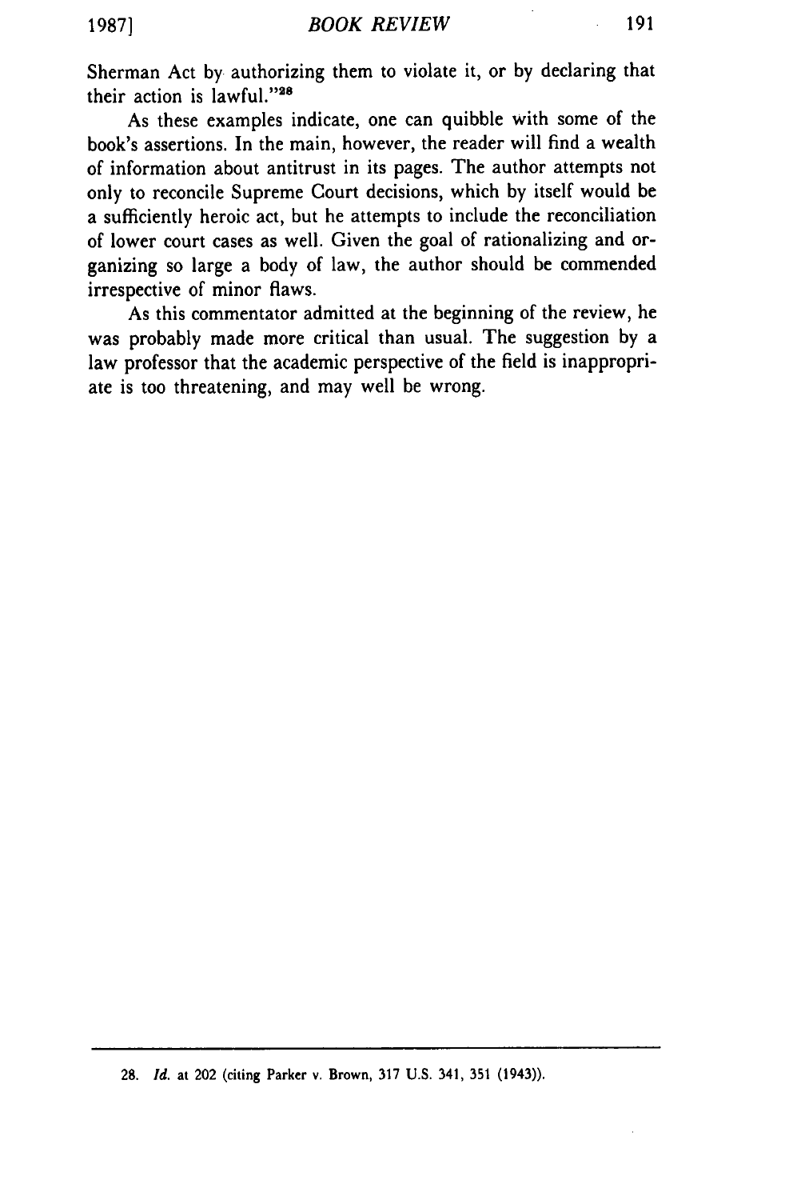Sherman Act by authorizing them to violate it, or by declaring that their action is lawful."[28]

As these examples indicate, one can quibble with some of the book's assertions. In the main, however, the reader will find a wealth of information about antitrust in its pages. The author attempts not only to reconcile Supreme Court decisions, which by itself would be a sufficiently heroic act, but he attempts to include the reconciliation of lower court cases as well. Given the goal of rationalizing and organizing so large a body of law, the author should be commended irrespective of minor flaws.

As this commentator admitted at the beginning of the review, he was probably made more critical than usual. The suggestion by a law professor that the academic perspective of the field is inappropriate is too threatening, and may well be wrong.

---

28. *Id.* at 202 (citing Parker v. Brown, 317 U.S. 341, 351 (1943)).